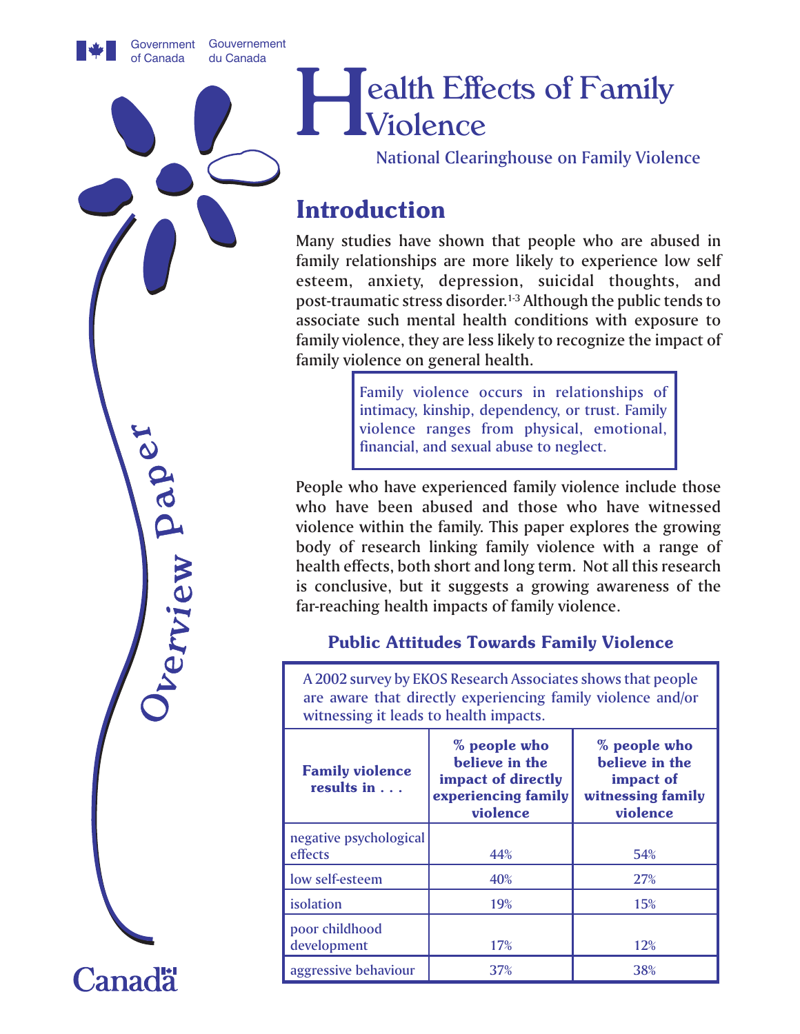Government of Canada Gouvernement du Canada

# Health Effects of Family Violence

National Clearinghouse on Family Violence

*Overview Paper*

## Introduction

Many studies have shown that people who are abused in family relationships are more likely to experience low self esteem, anxiety, depression, suicidal thoughts, and post-traumatic stress disorder.[1-3] Although the public tends to associate such mental health conditions with exposure to family violence, they are less likely to recognize the impact of family violence on general health.

> Family violence occurs in relationships of intimacy, kinship, dependency, or trust. Family violence ranges from physical, emotional, financial, and sexual abuse to neglect.

People who have experienced family violence include those who have been abused and those who have witnessed violence within the family. This paper explores the growing body of research linking family violence with a range of health effects, both short and long term. Not all this research is conclusive, but it suggests a growing awareness of the far-reaching health impacts of family violence.

### Public Attitudes Towards Family Violence

A 2002 survey by EKOS Research Associates shows that people are aware that directly experiencing family violence and/or witnessing it leads to health impacts.

| Family violence results in . . . | % people who believe in the impact of directly experiencing family violence | % people who believe in the impact of witnessing family violence |
|---|---|---|
| negative psychological effects | 44% | 54% |
| low self-esteem | 40% | 27% |
| isolation | 19% | 15% |
| poor childhood development | 17% | 12% |
| aggressive behaviour | 37% | 38% |

Canada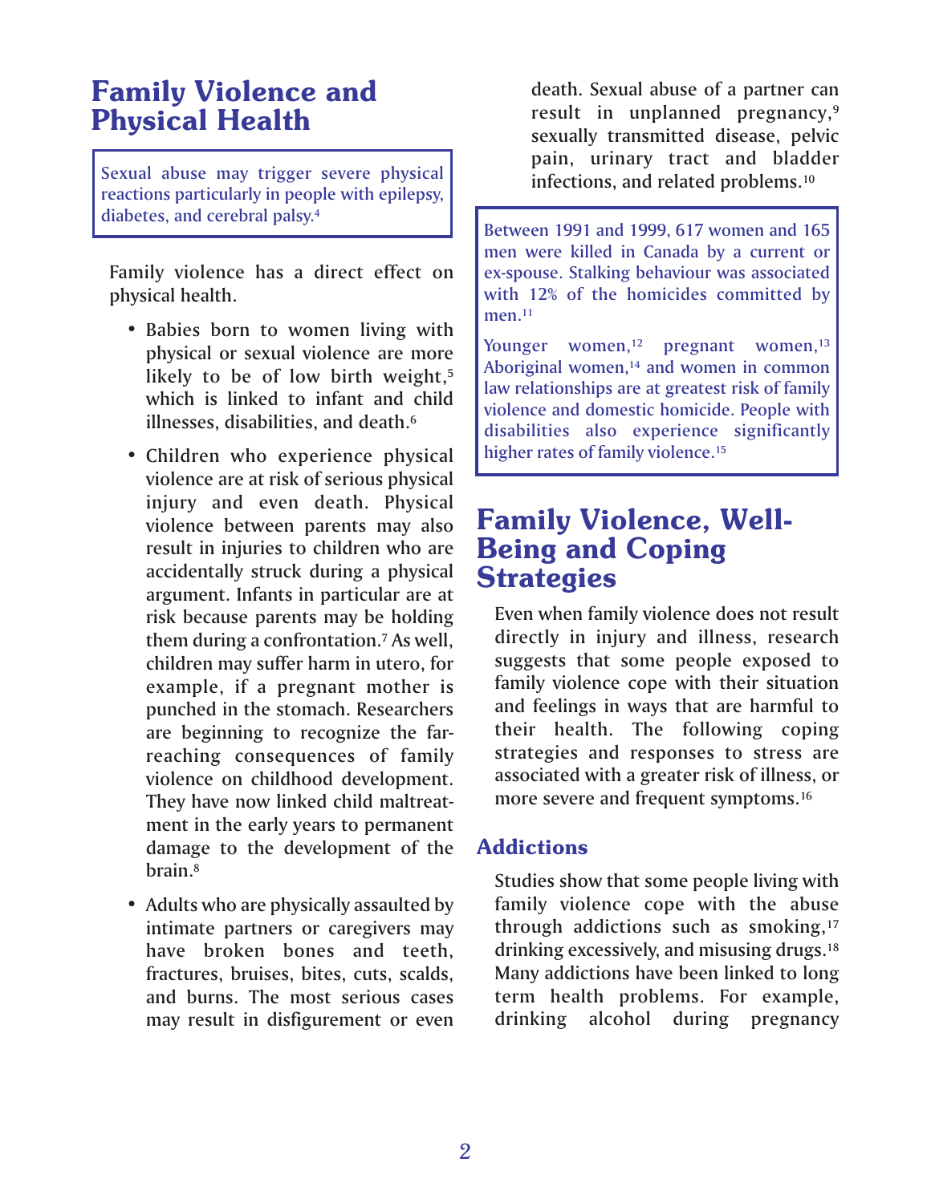## Family Violence and Physical Health

Sexual abuse may trigger severe physical reactions particularly in people with epilepsy, diabetes, and cerebral palsy.[4]

Family violence has a direct effect on physical health.

- Babies born to women living with physical or sexual violence are more likely to be of low birth weight,[5] which is linked to infant and child illnesses, disabilities, and death.[6]
- Children who experience physical violence are at risk of serious physical injury and even death. Physical violence between parents may also result in injuries to children who are accidentally struck during a physical argument. Infants in particular are at risk because parents may be holding them during a confrontation.[7] As well, children may suffer harm in utero, for example, if a pregnant mother is punched in the stomach. Researchers are beginning to recognize the far-reaching consequences of family violence on childhood development. They have now linked child maltreatment in the early years to permanent damage to the development of the brain.[8]
- Adults who are physically assaulted by intimate partners or caregivers may have broken bones and teeth, fractures, bruises, bites, cuts, scalds, and burns. The most serious cases may result in disfigurement or even death. Sexual abuse of a partner can result in unplanned pregnancy,[9] sexually transmitted disease, pelvic pain, urinary tract and bladder infections, and related problems.[10]

Between 1991 and 1999, 617 women and 165 men were killed in Canada by a current or ex-spouse. Stalking behaviour was associated with 12% of the homicides committed by men.[11]

Younger women,[12] pregnant women,[13] Aboriginal women,[14] and women in common law relationships are at greatest risk of family violence and domestic homicide. People with disabilities also experience significantly higher rates of family violence.[15]

## Family Violence, Well-Being and Coping Strategies

Even when family violence does not result directly in injury and illness, research suggests that some people exposed to family violence cope with their situation and feelings in ways that are harmful to their health. The following coping strategies and responses to stress are associated with a greater risk of illness, or more severe and frequent symptoms.[16]

### Addictions

Studies show that some people living with family violence cope with the abuse through addictions such as smoking,[17] drinking excessively, and misusing drugs.[18] Many addictions have been linked to long term health problems. For example, drinking alcohol during pregnancy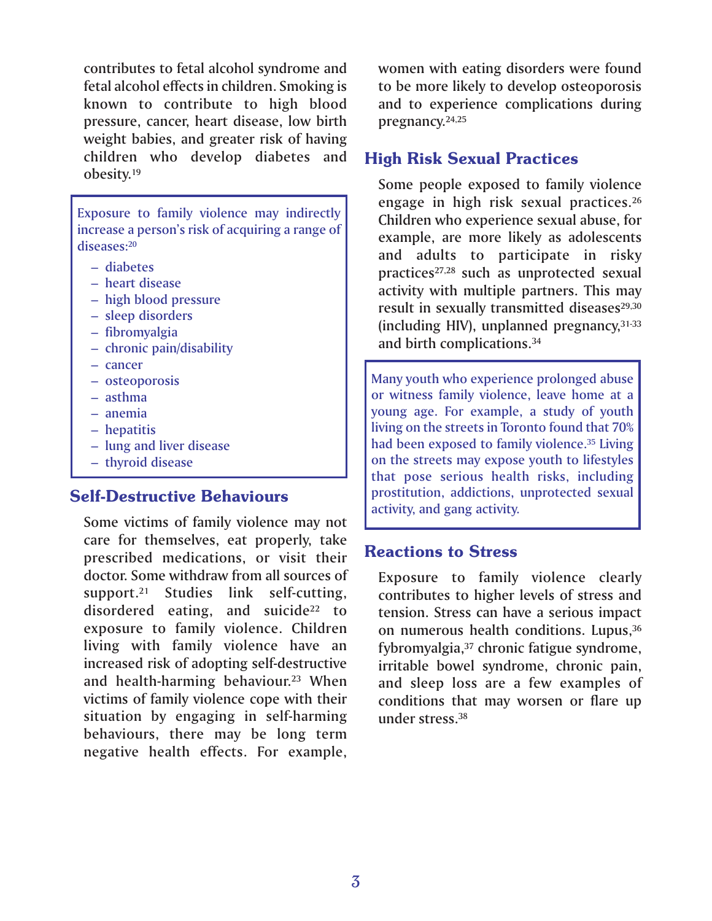contributes to fetal alcohol syndrome and fetal alcohol effects in children. Smoking is known to contribute to high blood pressure, cancer, heart disease, low birth weight babies, and greater risk of having children who develop diabetes and obesity.[19]

> Exposure to family violence may indirectly increase a person's risk of acquiring a range of diseases:[20]
>
> – diabetes
> – heart disease
> – high blood pressure
> – sleep disorders
> – fibromyalgia
> – chronic pain/disability
> – cancer
> – osteoporosis
> – asthma
> – anemia
> – hepatitis
> – lung and liver disease
> – thyroid disease

## Self-Destructive Behaviours

Some victims of family violence may not care for themselves, eat properly, take prescribed medications, or visit their doctor. Some withdraw from all sources of support.[21] Studies link self-cutting, disordered eating, and suicide[22] to exposure to family violence. Children living with family violence have an increased risk of adopting self-destructive and health-harming behaviour.[23] When victims of family violence cope with their situation by engaging in self-harming behaviours, there may be long term negative health effects. For example, women with eating disorders were found to be more likely to develop osteoporosis and to experience complications during pregnancy.[24,25]

## High Risk Sexual Practices

Some people exposed to family violence engage in high risk sexual practices.[26] Children who experience sexual abuse, for example, are more likely as adolescents and adults to participate in risky practices[27,28] such as unprotected sexual activity with multiple partners. This may result in sexually transmitted diseases[29,30] (including HIV), unplanned pregnancy,[31-33] and birth complications.[34]

> Many youth who experience prolonged abuse or witness family violence, leave home at a young age. For example, a study of youth living on the streets in Toronto found that 70% had been exposed to family violence.[35] Living on the streets may expose youth to lifestyles that pose serious health risks, including prostitution, addictions, unprotected sexual activity, and gang activity.

## Reactions to Stress

Exposure to family violence clearly contributes to higher levels of stress and tension. Stress can have a serious impact on numerous health conditions. Lupus,[36] fybromyalgia,[37] chronic fatigue syndrome, irritable bowel syndrome, chronic pain, and sleep loss are a few examples of conditions that may worsen or flare up under stress.[38]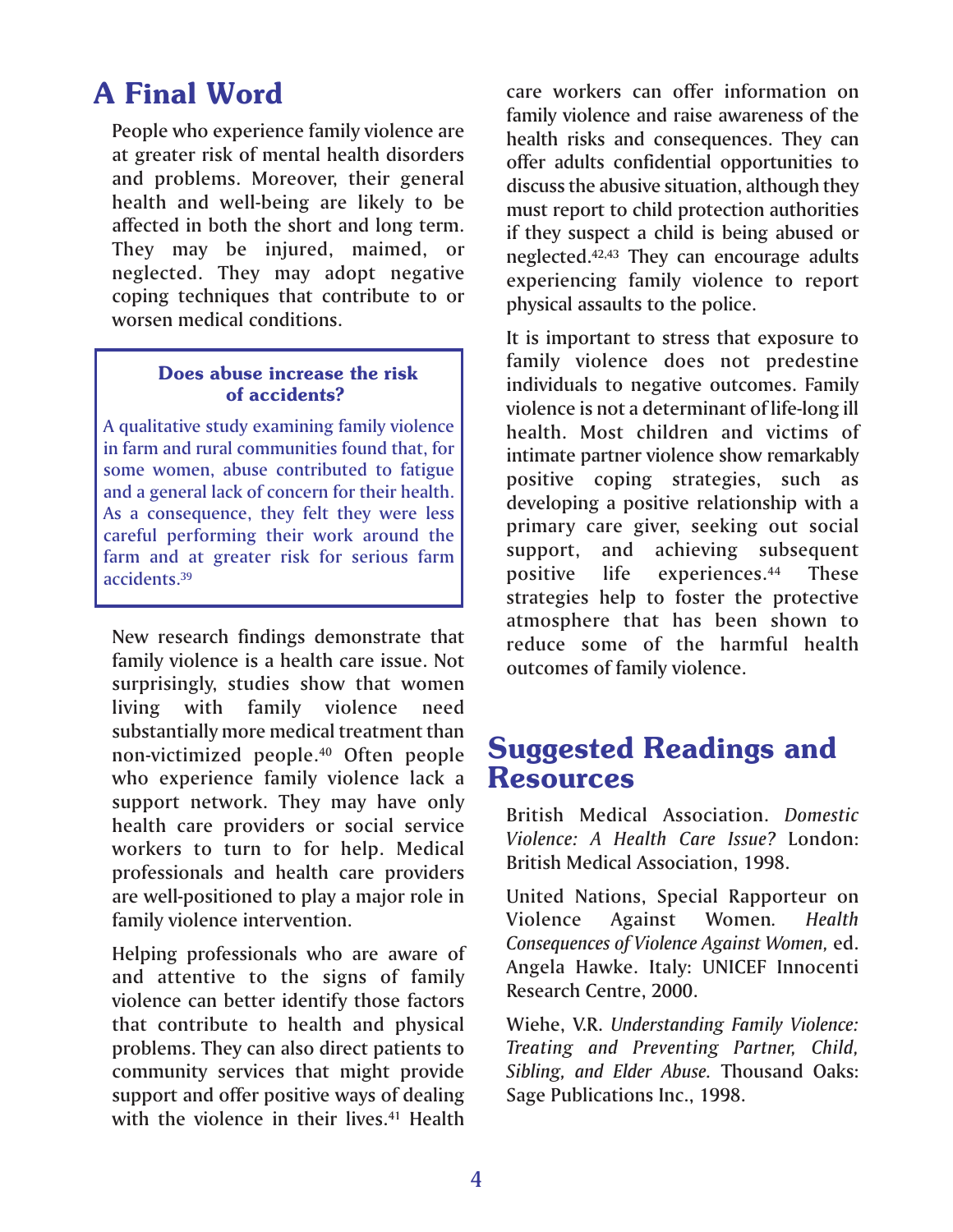## A Final Word

People who experience family violence are at greater risk of mental health disorders and problems. Moreover, their general health and well-being are likely to be affected in both the short and long term. They may be injured, maimed, or neglected. They may adopt negative coping techniques that contribute to or worsen medical conditions.

> **Does abuse increase the risk of accidents?**
>
> A qualitative study examining family violence in farm and rural communities found that, for some women, abuse contributed to fatigue and a general lack of concern for their health. As a consequence, they felt they were less careful performing their work around the farm and at greater risk for serious farm accidents.[39]

New research findings demonstrate that family violence is a health care issue. Not surprisingly, studies show that women living with family violence need substantially more medical treatment than non-victimized people.[40] Often people who experience family violence lack a support network. They may have only health care providers or social service workers to turn to for help. Medical professionals and health care providers are well-positioned to play a major role in family violence intervention.

Helping professionals who are aware of and attentive to the signs of family violence can better identify those factors that contribute to health and physical problems. They can also direct patients to community services that might provide support and offer positive ways of dealing with the violence in their lives.[41] Health care workers can offer information on family violence and raise awareness of the health risks and consequences. They can offer adults confidential opportunities to discuss the abusive situation, although they must report to child protection authorities if they suspect a child is being abused or neglected.[42,43] They can encourage adults experiencing family violence to report physical assaults to the police.

It is important to stress that exposure to family violence does not predestine individuals to negative outcomes. Family violence is not a determinant of life-long ill health. Most children and victims of intimate partner violence show remarkably positive coping strategies, such as developing a positive relationship with a primary care giver, seeking out social support, and achieving subsequent positive life experiences.[44] These strategies help to foster the protective atmosphere that has been shown to reduce some of the harmful health outcomes of family violence.

## Suggested Readings and Resources

British Medical Association. *Domestic Violence: A Health Care Issue?* London: British Medical Association, 1998.

United Nations, Special Rapporteur on Violence Against Women. *Health Consequences of Violence Against Women,* ed. Angela Hawke. Italy: UNICEF Innocenti Research Centre, 2000.

Wiehe, V.R. *Understanding Family Violence: Treating and Preventing Partner, Child, Sibling, and Elder Abuse.* Thousand Oaks: Sage Publications Inc., 1998.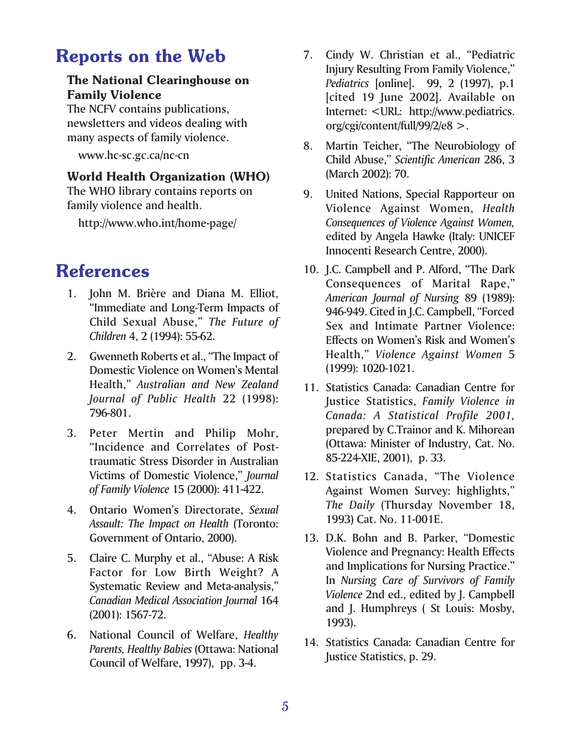## Reports on the Web

**The National Clearinghouse on Family Violence**

The NCFV contains publications, newsletters and videos dealing with many aspects of family violence.

www.hc-sc.gc.ca/nc-cn

**World Health Organization (WHO)**

The WHO library contains reports on family violence and health.

http://www.who.int/home-page/

## References

1. John M. Brière and Diana M. Elliot, "Immediate and Long-Term Impacts of Child Sexual Abuse," *The Future of Children* 4, 2 (1994): 55-62.
2. Gwenneth Roberts et al., "The Impact of Domestic Violence on Women's Mental Health," *Australian and New Zealand Journal of Public Health* 22 (1998): 796-801.
3. Peter Mertin and Philip Mohr, "Incidence and Correlates of Post-traumatic Stress Disorder in Australian Victims of Domestic Violence," *Journal of Family Violence* 15 (2000): 411-422.
4. Ontario Women's Directorate, *Sexual Assault: The Impact on Health* (Toronto: Government of Ontario, 2000).
5. Claire C. Murphy et al., "Abuse: A Risk Factor for Low Birth Weight? A Systematic Review and Meta-analysis," *Canadian Medical Association Journal* 164 (2001): 1567-72.
6. National Council of Welfare, *Healthy Parents, Healthy Babies* (Ottawa: National Council of Welfare, 1997), pp. 3-4.
7. Cindy W. Christian et al., "Pediatric Injury Resulting From Family Violence," *Pediatrics* [online]. 99, 2 (1997), p.1 [cited 19 June 2002]. Available on Internet: <URL: http://www.pediatrics.org/cgi/content/full/99/2/e8 >.
8. Martin Teicher, "The Neurobiology of Child Abuse," *Scientific American* 286, 3 (March 2002): 70.
9. United Nations, Special Rapporteur on Violence Against Women, *Health Consequences of Violence Against Women,* edited by Angela Hawke (Italy: UNICEF Innocenti Research Centre, 2000).
10. J.C. Campbell and P. Alford, "The Dark Consequences of Marital Rape," *American Journal of Nursing* 89 (1989): 946-949. Cited in J.C. Campbell, "Forced Sex and Intimate Partner Violence: Effects on Women's Risk and Women's Health," *Violence Against Women* 5 (1999): 1020-1021.
11. Statistics Canada: Canadian Centre for Justice Statistics, *Family Violence in Canada: A Statistical Profile 2001,* prepared by C.Trainor and K. Mihorean (Ottawa: Minister of Industry, Cat. No. 85-224-XIE, 2001), p. 33.
12. Statistics Canada, "The Violence Against Women Survey: highlights," *The Daily* (Thursday November 18, 1993) Cat. No. 11-001E.
13. D.K. Bohn and B. Parker, "Domestic Violence and Pregnancy: Health Effects and Implications for Nursing Practice." In *Nursing Care of Survivors of Family Violence* 2nd ed., edited by J. Campbell and J. Humphreys ( St Louis: Mosby, 1993).
14. Statistics Canada: Canadian Centre for Justice Statistics, p. 29.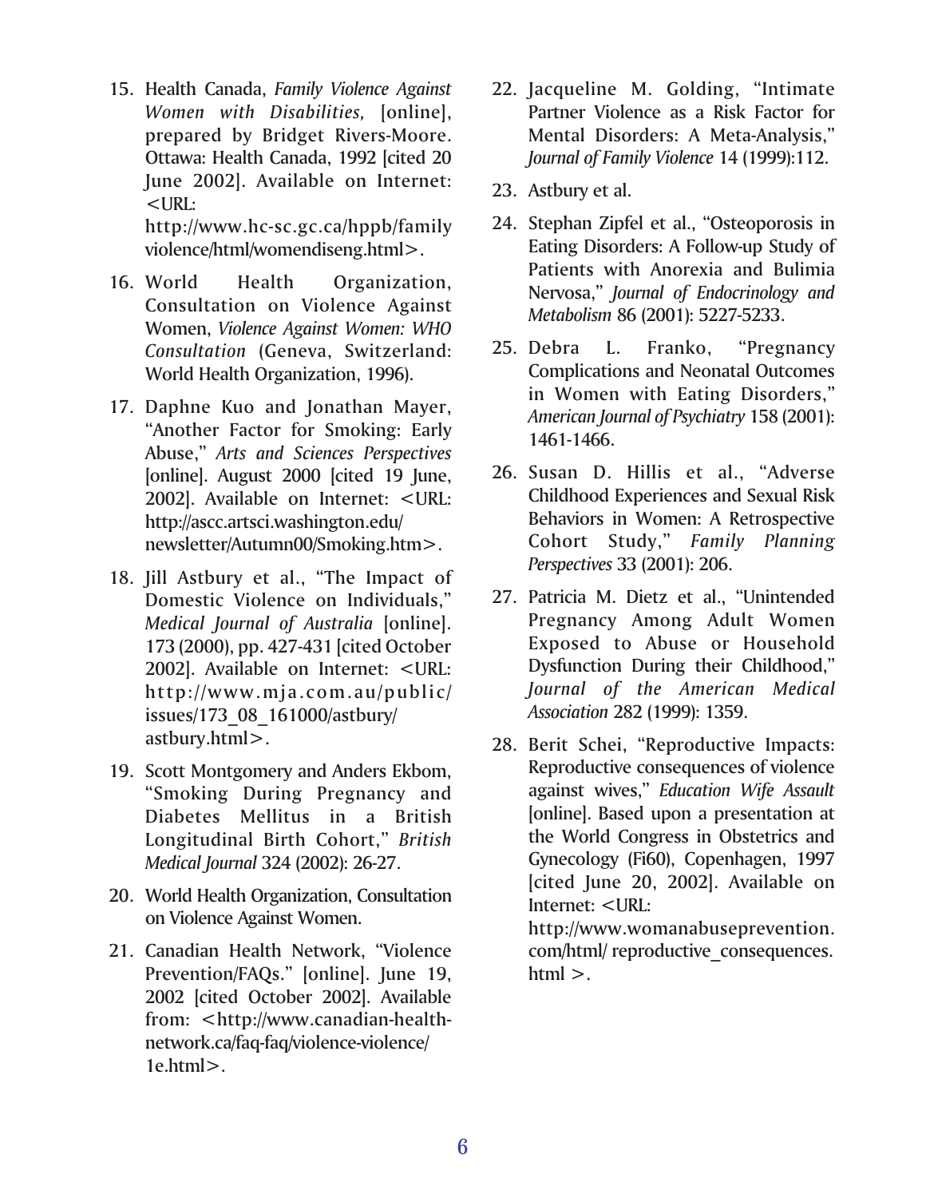15. Health Canada, *Family Violence Against Women with Disabilities,* [online], prepared by Bridget Rivers-Moore. Ottawa: Health Canada, 1992 [cited 20 June 2002]. Available on Internet: <URL: http://www.hc-sc.gc.ca/hppb/familyviolence/html/womendiseng.html>.

16. World Health Organization, Consultation on Violence Against Women, *Violence Against Women: WHO Consultation* (Geneva, Switzerland: World Health Organization, 1996).

17. Daphne Kuo and Jonathan Mayer, "Another Factor for Smoking: Early Abuse," *Arts and Sciences Perspectives* [online]. August 2000 [cited 19 June, 2002]. Available on Internet: <URL: http://ascc.artsci.washington.edu/newsletter/Autumn00/Smoking.htm>.

18. Jill Astbury et al., "The Impact of Domestic Violence on Individuals," *Medical Journal of Australia* [online]. 173 (2000), pp. 427-431 [cited October 2002]. Available on Internet: <URL: http://www.mja.com.au/public/issues/173_08_161000/astbury/astbury.html>.

19. Scott Montgomery and Anders Ekbom, "Smoking During Pregnancy and Diabetes Mellitus in a British Longitudinal Birth Cohort," *British Medical Journal* 324 (2002): 26-27.

20. World Health Organization, Consultation on Violence Against Women.

21. Canadian Health Network, "Violence Prevention/FAQs." [online]. June 19, 2002 [cited October 2002]. Available from: <http://www.canadian-health-network.ca/faq-faq/violence-violence/1e.html>.

22. Jacqueline M. Golding, "Intimate Partner Violence as a Risk Factor for Mental Disorders: A Meta-Analysis," *Journal of Family Violence* 14 (1999):112.

23. Astbury et al.

24. Stephan Zipfel et al., "Osteoporosis in Eating Disorders: A Follow-up Study of Patients with Anorexia and Bulimia Nervosa," *Journal of Endocrinology and Metabolism* 86 (2001): 5227-5233.

25. Debra L. Franko, "Pregnancy Complications and Neonatal Outcomes in Women with Eating Disorders," *American Journal of Psychiatry* 158 (2001): 1461-1466.

26. Susan D. Hillis et al., "Adverse Childhood Experiences and Sexual Risk Behaviors in Women: A Retrospective Cohort Study," *Family Planning Perspectives* 33 (2001): 206.

27. Patricia M. Dietz et al., "Unintended Pregnancy Among Adult Women Exposed to Abuse or Household Dysfunction During their Childhood," *Journal of the American Medical Association* 282 (1999): 1359.

28. Berit Schei, "Reproductive Impacts: Reproductive consequences of violence against wives," *Education Wife Assault* [online]. Based upon a presentation at the World Congress in Obstetrics and Gynecology (Fi60), Copenhagen, 1997 [cited June 20, 2002]. Available on Internet: <URL: http://www.womanabuseprevention.com/html/ reproductive_consequences.html >.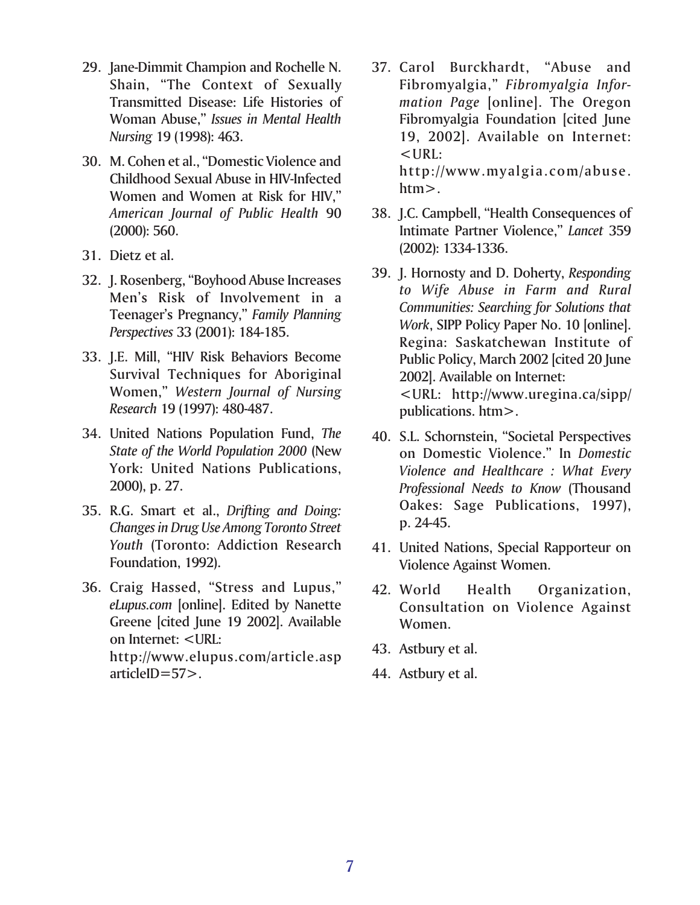29. Jane-Dimmit Champion and Rochelle N. Shain, "The Context of Sexually Transmitted Disease: Life Histories of Woman Abuse," *Issues in Mental Health Nursing* 19 (1998): 463.
30. M. Cohen et al., "Domestic Violence and Childhood Sexual Abuse in HIV-Infected Women and Women at Risk for HIV," *American Journal of Public Health* 90 (2000): 560.
31. Dietz et al.
32. J. Rosenberg, "Boyhood Abuse Increases Men's Risk of Involvement in a Teenager's Pregnancy," *Family Planning Perspectives* 33 (2001): 184-185.
33. J.E. Mill, "HIV Risk Behaviors Become Survival Techniques for Aboriginal Women," *Western Journal of Nursing Research* 19 (1997): 480-487.
34. United Nations Population Fund, *The State of the World Population 2000* (New York: United Nations Publications, 2000), p. 27.
35. R.G. Smart et al., *Drifting and Doing: Changes in Drug Use Among Toronto Street Youth* (Toronto: Addiction Research Foundation, 1992).
36. Craig Hassed, "Stress and Lupus," *eLupus.com* [online]. Edited by Nanette Greene [cited June 19 2002]. Available on Internet: <URL: http://www.elupus.com/article.asp articleID=57>.
37. Carol Burckhardt, "Abuse and Fibromyalgia," *Fibromyalgia Information Page* [online]. The Oregon Fibromyalgia Foundation [cited June 19, 2002]. Available on Internet: <URL: http://www.myalgia.com/abuse.htm>.
38. J.C. Campbell, "Health Consequences of Intimate Partner Violence," *Lancet* 359 (2002): 1334-1336.
39. J. Hornosty and D. Doherty, *Responding to Wife Abuse in Farm and Rural Communities: Searching for Solutions that Work*, SIPP Policy Paper No. 10 [online]. Regina: Saskatchewan Institute of Public Policy, March 2002 [cited 20 June 2002]. Available on Internet: <URL: http://www.uregina.ca/sipp/publications. htm>.
40. S.L. Schornstein, "Societal Perspectives on Domestic Violence." In *Domestic Violence and Healthcare : What Every Professional Needs to Know* (Thousand Oakes: Sage Publications, 1997), p. 24-45.
41. United Nations, Special Rapporteur on Violence Against Women.
42. World Health Organization, Consultation on Violence Against Women.
43. Astbury et al.
44. Astbury et al.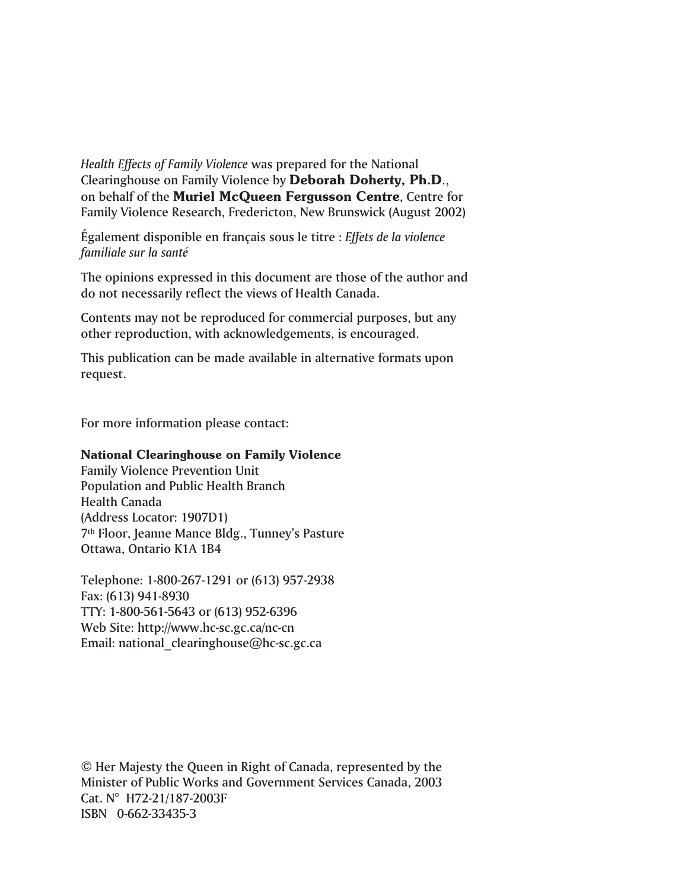*Health Effects of Family Violence* was prepared for the National Clearinghouse on Family Violence by **Deborah Doherty, Ph.D**., on behalf of the **Muriel McQueen Fergusson Centre**, Centre for Family Violence Research, Fredericton, New Brunswick (August 2002)

Également disponible en français sous le titre : *Effets de la violence familiale sur la santé*

The opinions expressed in this document are those of the author and do not necessarily reflect the views of Health Canada.

Contents may not be reproduced for commercial purposes, but any other reproduction, with acknowledgements, is encouraged.

This publication can be made available in alternative formats upon request.

For more information please contact:

**National Clearinghouse on Family Violence**
Family Violence Prevention Unit
Population and Public Health Branch
Health Canada
(Address Locator: 1907D1)
7th Floor, Jeanne Mance Bldg., Tunney's Pasture
Ottawa, Ontario K1A 1B4

Telephone: 1-800-267-1291 or (613) 957-2938
Fax: (613) 941-8930
TTY: 1-800-561-5643 or (613) 952-6396
Web Site: http://www.hc-sc.gc.ca/nc-cn
Email: national_clearinghouse@hc-sc.gc.ca

© Her Majesty the Queen in Right of Canada, represented by the Minister of Public Works and Government Services Canada, 2003
Cat. N° H72-21/187-2003F
ISBN 0-662-33435-3